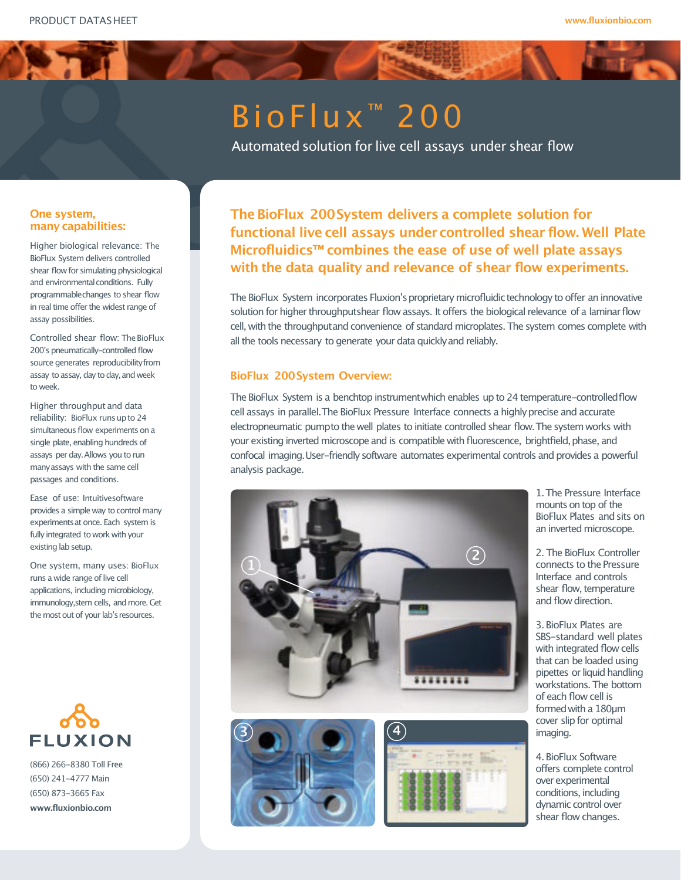# BioFlux™ 200

Automated solution for live cell assays under shear flow

## One system, many capabilities:

Higher biological relevance: The BioFlux System delivers controlled shear flow for simulating physiological and environmental conditions. Fully programmable changes to shear flow in real time offer the widest range of assay possibilities.

Controlled shear flow: The BioFlux 200's pneumatically-controlled flow source generates reproducibility from assay to assay, day to day, and week to week.

Higher throughput and data reliability: BioFlux runs up to 24 simultaneous flow experiments on a single plate, enabling hundreds of assays per day. Allows you to run many assays with the same cell passages and conditions.

Ease of use: Intuitive software provides a simple way to control many experiments at once. Each system is fully integrated to work with your existing lab setup.

One system, many uses: BioFlux runs a wide range of live cell applications, including microbiology, immunology, stem cells, and more. Get the most out of your lab's resources.

**FLUXION**

(866) 266-8380 Toll Free
(650) 241-4777 Main
(650) 873-3665 Fax
**www.fluxionbio.com**

## The BioFlux 200 System delivers a complete solution for functional live cell assays under controlled shear flow. Well Plate Microfluidics™ combines the ease of use of well plate assays with the data quality and relevance of shear flow experiments.

The BioFlux System incorporates Fluxion's proprietary microfluidic technology to offer an innovative solution for higher throughput shear flow assays. It offers the biological relevance of a laminar flow cell, with the throughput and convenience of standard microplates. The system comes complete with all the tools necessary to generate your data quickly and reliably.

### BioFlux 200 System Overview:

The BioFlux System is a benchtop instrument which enables up to 24 temperature-controlled flow cell assays in parallel. The BioFlux Pressure Interface connects a highly precise and accurate electropneumatic pump to the well plates to initiate controlled shear flow. The system works with your existing inverted microscope and is compatible with fluorescence, brightfield, phase, and confocal imaging. User-friendly software automates experimental controls and provides a powerful analysis package.

1. The Pressure Interface mounts on top of the BioFlux Plates and sits on an inverted microscope.

2. The BioFlux Controller connects to the Pressure Interface and controls shear flow, temperature and flow direction.

3. BioFlux Plates are SBS-standard well plates with integrated flow cells that can be loaded using pipettes or liquid handling workstations. The bottom of each flow cell is formed with a 180µm cover slip for optimal imaging.

4. BioFlux Software offers complete control over experimental conditions, including dynamic control over shear flow changes.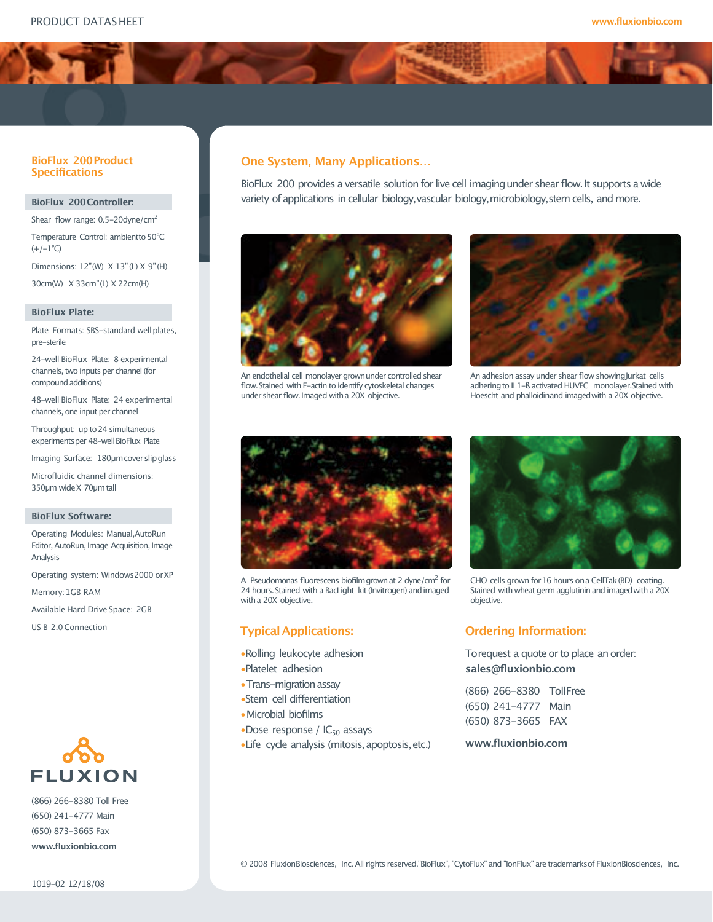## BioFlux 200 Product Specifications

### BioFlux 200 Controller:

Shear flow range: 0.5–20dyne/cm$^2$

Temperature Control: ambient to 50°C (+/-1°C)

Dimensions: 12"(W) X 13" (L) X 9" (H)

30cm(W) X 33cm" (L) X 22cm(H)

### BioFlux Plate:

Plate Formats: SBS-standard well plates, pre-sterile

24-well BioFlux Plate: 8 experimental channels, two inputs per channel (for compound additions)

48-well BioFlux Plate: 24 experimental channels, one input per channel

Throughput: up to 24 simultaneous experiments per 48-well BioFlux Plate

Imaging Surface: 180µm cover slip glass

Microfluidic channel dimensions: 350µm wide X 70µm tall

### BioFlux Software:

Operating Modules: Manual, AutoRun Editor, AutoRun, Image Acquisition, Image Analysis

Operating system: Windows 2000 or XP

Memory: 1GB RAM

Available Hard Drive Space: 2GB

US B 2.0 Connection

FLUXION

(866) 266-8380 Toll Free
(650) 241-4777 Main
(650) 873-3665 Fax
**www.fluxionbio.com**

1019-02 12/18/08

## One System, Many Applications…

BioFlux 200 provides a versatile solution for live cell imaging under shear flow. It supports a wide variety of applications in cellular biology, vascular biology, microbiology, stem cells, and more.

An endothelial cell monolayer grown under controlled shear flow. Stained with F-actin to identify cytoskeletal changes under shear flow. Imaged with a 20X objective.

An adhesion assay under shear flow showing Jurkat cells adhering to IL1-ß activated HUVEC monolayer. Stained with Hoescht and phalloidin and imaged with a 20X objective.

A Pseudomonas fluorescens biofilm grown at 2 dyne/cm$^2$ for 24 hours. Stained with a BacLight kit (Invitrogen) and imaged with a 20X objective.

CHO cells grown for 16 hours on a CellTak (BD) coating. Stained with wheat germ agglutinin and imaged with a 20X objective.

## Typical Applications:

- Rolling leukocyte adhesion
- Platelet adhesion
- Trans-migration assay
- Stem cell differentiation
- Microbial biofilms
- Dose response / $IC_{50}$ assays
- Life cycle analysis (mitosis, apoptosis, etc.)

## Ordering Information:

To request a quote or to place an order:
**sales@fluxionbio.com**

(866) 266-8380 Toll Free
(650) 241-4777 Main
(650) 873-3665 FAX

**www.fluxionbio.com**

© 2008 Fluxion Biosciences, Inc. All rights reserved. "BioFlux", "CytoFlux" and "IonFlux" are trademarks of Fluxion Biosciences, Inc.